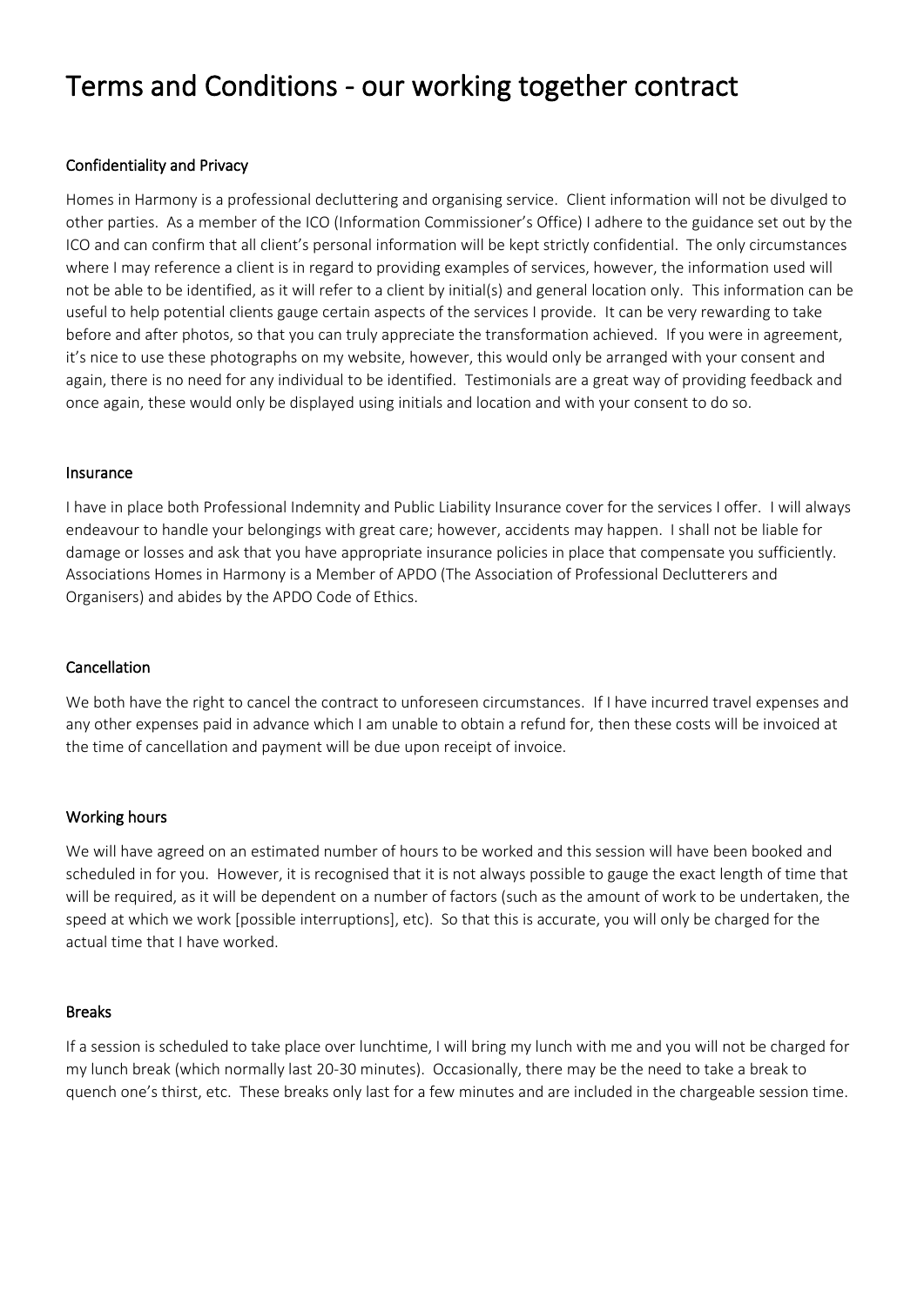# Terms and Conditions - our working together contract

### Confidentiality and Privacy

Homes in Harmony is a professional decluttering and organising service. Client information will not be divulged to other parties. As a member of the ICO (Information Commissioner's Office) I adhere to the guidance set out by the ICO and can confirm that all client's personal information will be kept strictly confidential. The only circumstances where I may reference a client is in regard to providing examples of services, however, the information used will not be able to be identified, as it will refer to a client by initial(s) and general location only. This information can be useful to help potential clients gauge certain aspects of the services I provide. It can be very rewarding to take before and after photos, so that you can truly appreciate the transformation achieved. If you were in agreement, it's nice to use these photographs on my website, however, this would only be arranged with your consent and again, there is no need for any individual to be identified. Testimonials are a great way of providing feedback and once again, these would only be displayed using initials and location and with your consent to do so.

### Insurance

I have in place both Professional Indemnity and Public Liability Insurance cover for the services I offer. I will always endeavour to handle your belongings with great care; however, accidents may happen. I shall not be liable for damage or losses and ask that you have appropriate insurance policies in place that compensate you sufficiently. Associations Homes in Harmony is a Member of APDO (The Association of Professional Declutterers and Organisers) and abides by the APDO Code of Ethics.

### Cancellation

We both have the right to cancel the contract to unforeseen circumstances. If I have incurred travel expenses and any other expenses paid in advance which I am unable to obtain a refund for, then these costs will be invoiced at the time of cancellation and payment will be due upon receipt of invoice.

### Working hours

We will have agreed on an estimated number of hours to be worked and this session will have been booked and scheduled in for you. However, it is recognised that it is not always possible to gauge the exact length of time that will be required, as it will be dependent on a number of factors (such as the amount of work to be undertaken, the speed at which we work [possible interruptions], etc). So that this is accurate, you will only be charged for the actual time that I have worked.

### Breaks

If a session is scheduled to take place over lunchtime, I will bring my lunch with me and you will not be charged for my lunch break (which normally last 20-30 minutes). Occasionally, there may be the need to take a break to quench one's thirst, etc. These breaks only last for a few minutes and are included in the chargeable session time.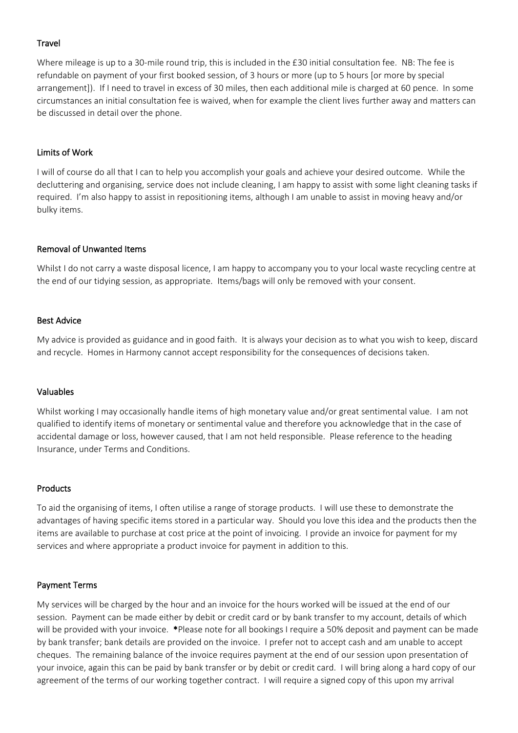### Travel

Where mileage is up to a 30-mile round trip, this is included in the £30 initial consultation fee. NB: The fee is refundable on payment of your first booked session, of 3 hours or more (up to 5 hours [or more by special arrangement]). If I need to travel in excess of 30 miles, then each additional mile is charged at 60 pence. In some circumstances an initial consultation fee is waived, when for example the client lives further away and matters can be discussed in detail over the phone.

### Limits of Work

I will of course do all that I can to help you accomplish your goals and achieve your desired outcome. While the decluttering and organising, service does not include cleaning, I am happy to assist with some light cleaning tasks if required. I'm also happy to assist in repositioning items, although I am unable to assist in moving heavy and/or bulky items.

### Removal of Unwanted Items

Whilst I do not carry a waste disposal licence, I am happy to accompany you to your local waste recycling centre at the end of our tidying session, as appropriate. Items/bags will only be removed with your consent.

### Best Advice

My advice is provided as guidance and in good faith. It is always your decision as to what you wish to keep, discard and recycle. Homes in Harmony cannot accept responsibility for the consequences of decisions taken.

### Valuables

Whilst working I may occasionally handle items of high monetary value and/or great sentimental value. I am not qualified to identify items of monetary or sentimental value and therefore you acknowledge that in the case of accidental damage or loss, however caused, that I am not held responsible. Please reference to the heading Insurance, under Terms and Conditions.

### Products

To aid the organising of items, I often utilise a range of storage products. I will use these to demonstrate the advantages of having specific items stored in a particular way. Should you love this idea and the products then the items are available to purchase at cost price at the point of invoicing. I provide an invoice for payment for my services and where appropriate a product invoice for payment in addition to this.

### Payment Terms

My services will be charged by the hour and an invoice for the hours worked will be issued at the end of our session. Payment can be made either by debit or credit card or by bank transfer to my account, details of which will be provided with your invoice. **\***Please note for all bookings I require a 50% deposit and payment can be made by bank transfer; bank details are provided on the invoice. I prefer not to accept cash and am unable to accept cheques. The remaining balance of the invoice requires payment at the end of our session upon presentation of your invoice, again this can be paid by bank transfer or by debit or credit card. I will bring along a hard copy of our agreement of the terms of our working together contract. I will require a signed copy of this upon my arrival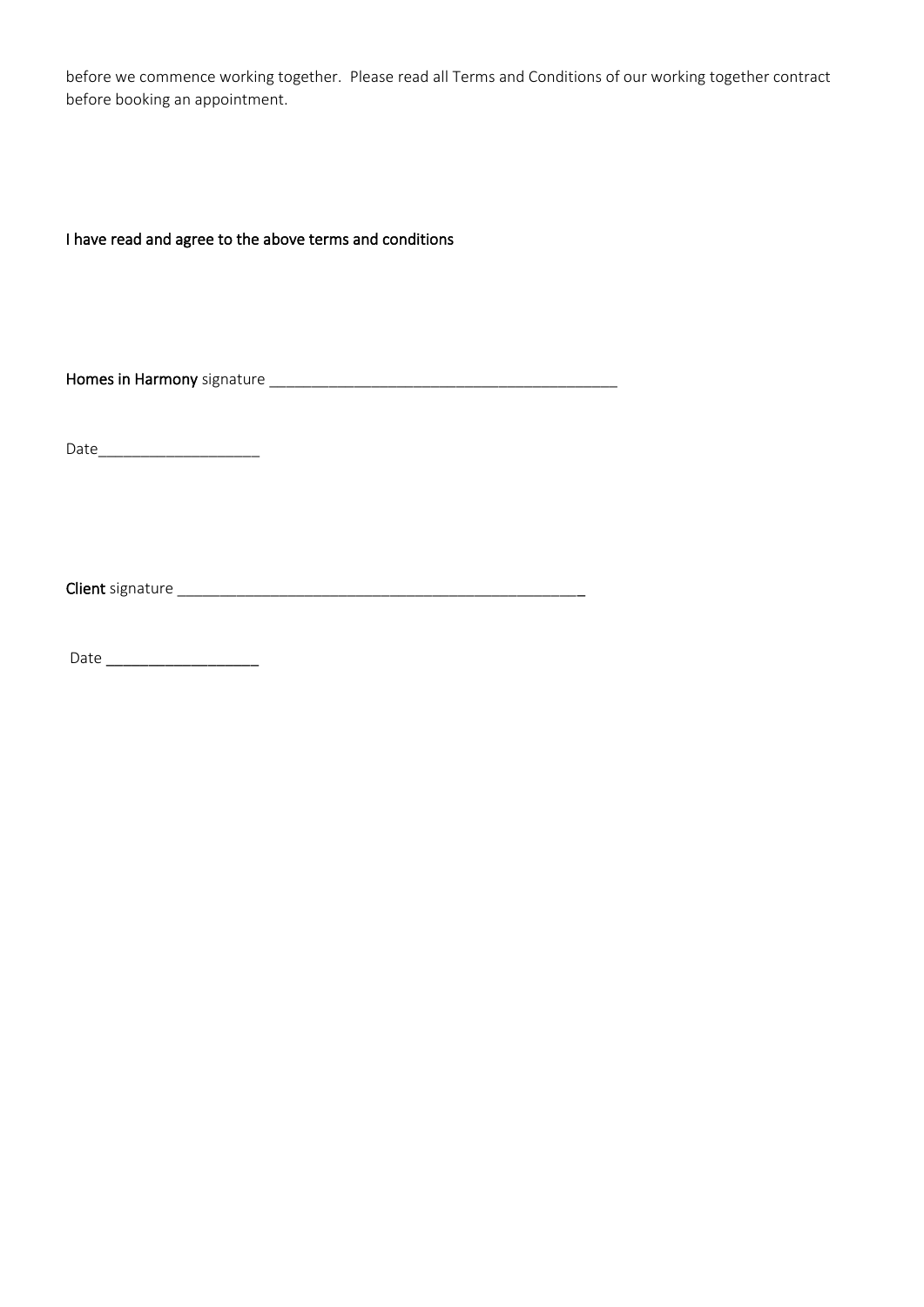before we commence working together. Please read all Terms and Conditions of our working together contract before booking an appointment.

I have read and agree to the above terms and conditions

**Homes in Harmony** signature ___________________________________________

Date____________________

**Client** signature ___________________________________________________

Date ___________________